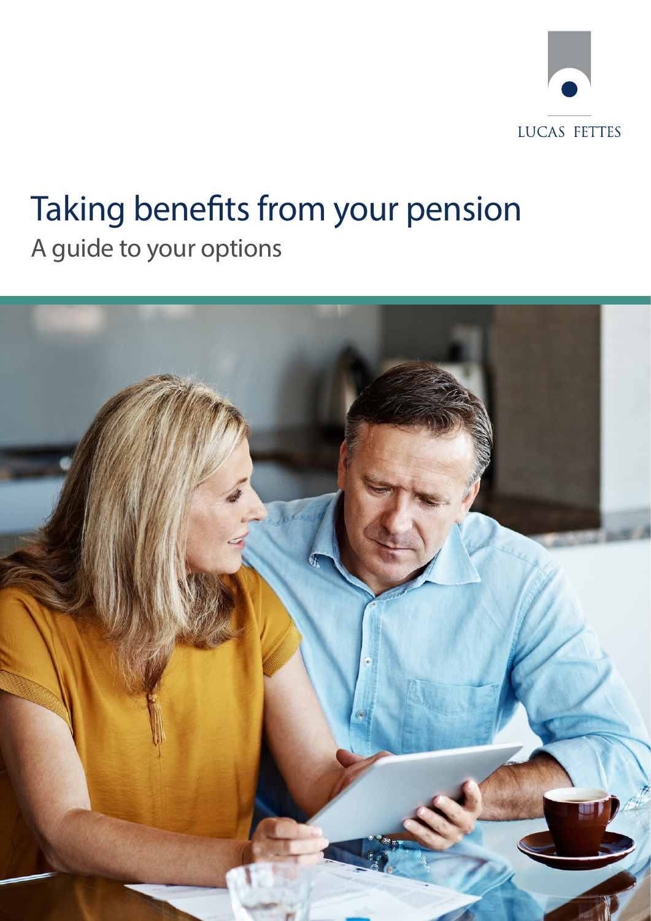LUCAS FETTES

# Taking benefits from your pension

## A guide to your options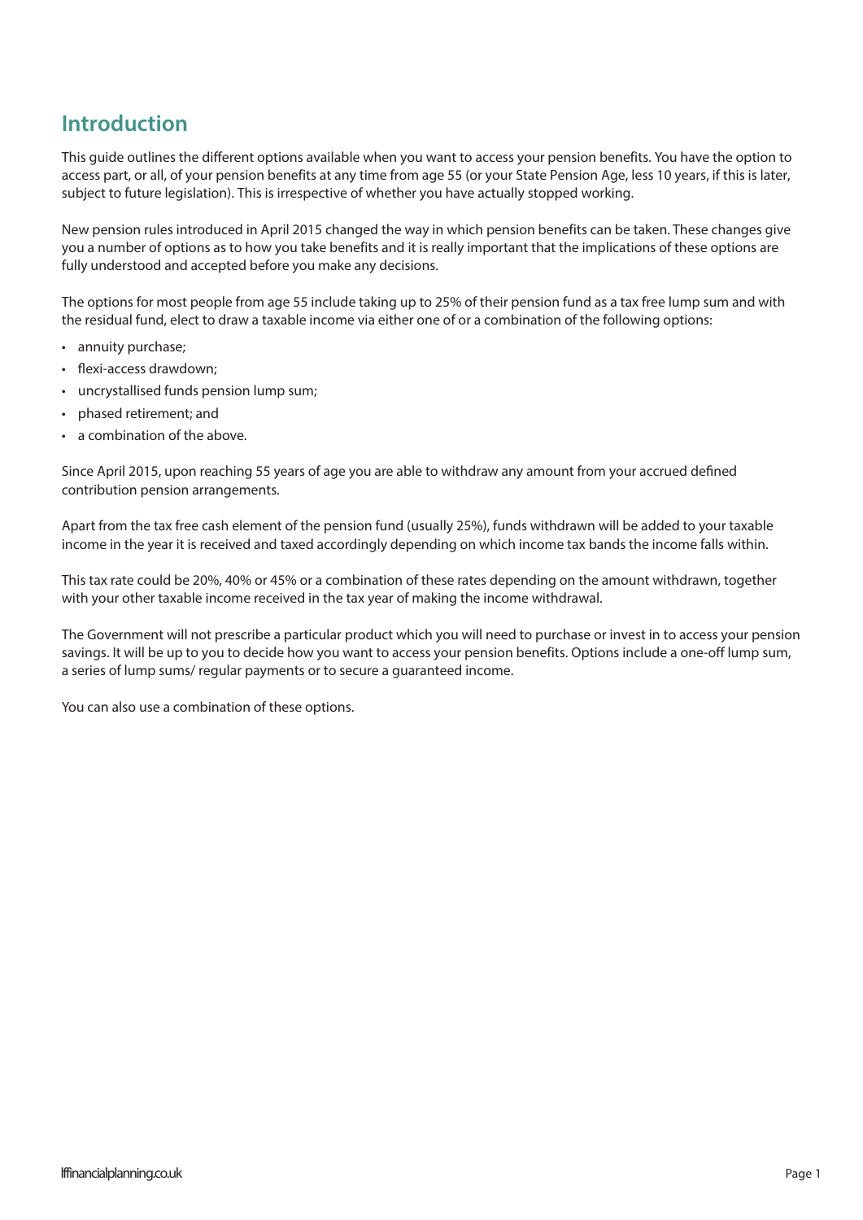## Introduction

This guide outlines the different options available when you want to access your pension benefits. You have the option to access part, or all, of your pension benefits at any time from age 55 (or your State Pension Age, less 10 years, if this is later, subject to future legislation). This is irrespective of whether you have actually stopped working.

New pension rules introduced in April 2015 changed the way in which pension benefits can be taken. These changes give you a number of options as to how you take benefits and it is really important that the implications of these options are fully understood and accepted before you make any decisions.

The options for most people from age 55 include taking up to 25% of their pension fund as a tax free lump sum and with the residual fund, elect to draw a taxable income via either one of or a combination of the following options:

- annuity purchase;
- flexi-access drawdown;
- uncrystallised funds pension lump sum;
- phased retirement; and
- a combination of the above.

Since April 2015, upon reaching 55 years of age you are able to withdraw any amount from your accrued defined contribution pension arrangements.

Apart from the tax free cash element of the pension fund (usually 25%), funds withdrawn will be added to your taxable income in the year it is received and taxed accordingly depending on which income tax bands the income falls within.

This tax rate could be 20%, 40% or 45% or a combination of these rates depending on the amount withdrawn, together with your other taxable income received in the tax year of making the income withdrawal.

The Government will not prescribe a particular product which you will need to purchase or invest in to access your pension savings. It will be up to you to decide how you want to access your pension benefits. Options include a one-off lump sum, a series of lump sums/ regular payments or to secure a guaranteed income.

You can also use a combination of these options.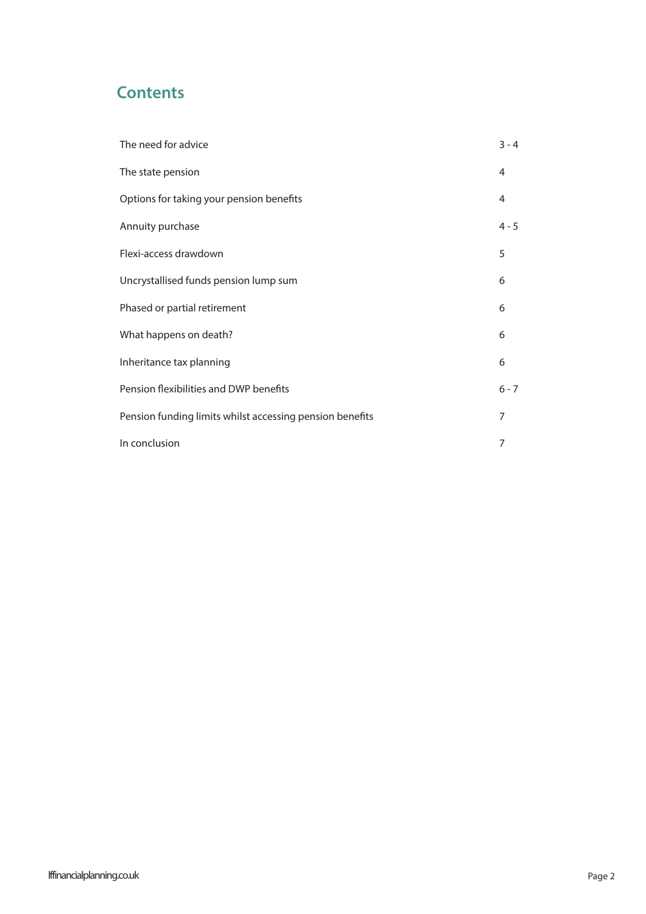## Contents

| | |
|---|---|
| The need for advice | 3 - 4 |
| The state pension | 4 |
| Options for taking your pension benefits | 4 |
| Annuity purchase | 4 - 5 |
| Flexi-access drawdown | 5 |
| Uncrystallised funds pension lump sum | 6 |
| Phased or partial retirement | 6 |
| What happens on death? | 6 |
| Inheritance tax planning | 6 |
| Pension flexibilities and DWP benefits | 6 - 7 |
| Pension funding limits whilst accessing pension benefits | 7 |
| In conclusion | 7 |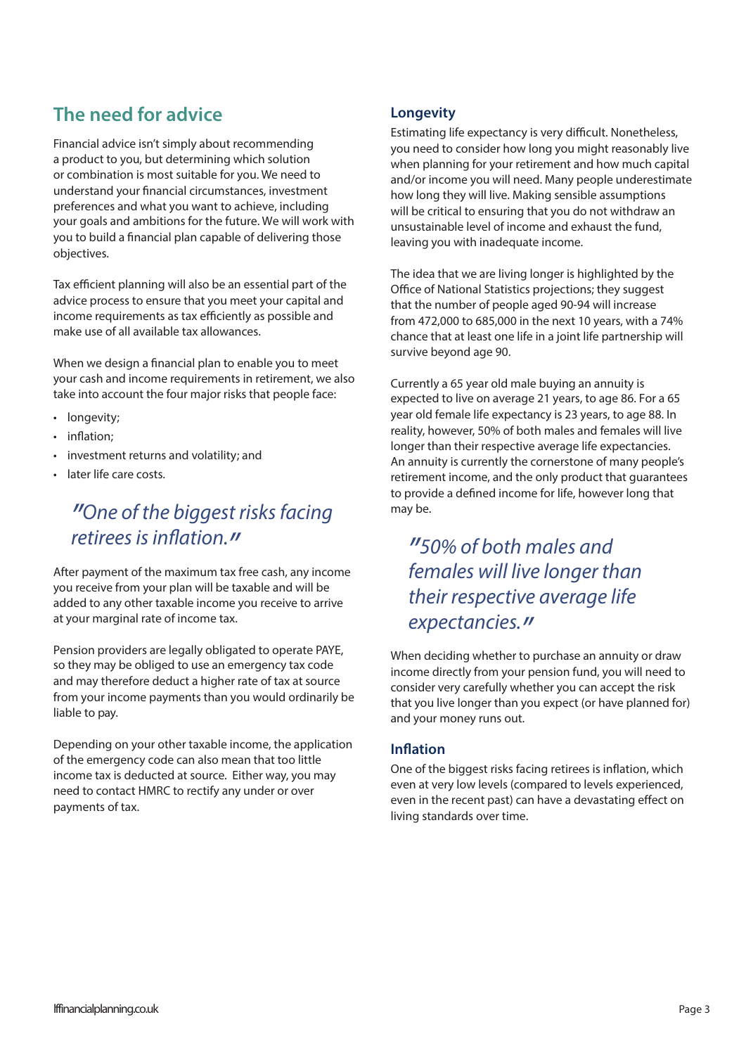## The need for advice

Financial advice isn't simply about recommending a product to you, but determining which solution or combination is most suitable for you. We need to understand your financial circumstances, investment preferences and what you want to achieve, including your goals and ambitions for the future. We will work with you to build a financial plan capable of delivering those objectives.

Tax efficient planning will also be an essential part of the advice process to ensure that you meet your capital and income requirements as tax efficiently as possible and make use of all available tax allowances.

When we design a financial plan to enable you to meet your cash and income requirements in retirement, we also take into account the four major risks that people face:

- longevity;
- inflation;
- investment returns and volatility; and
- later life care costs.

> *"One of the biggest risks facing retirees is inflation."*

After payment of the maximum tax free cash, any income you receive from your plan will be taxable and will be added to any other taxable income you receive to arrive at your marginal rate of income tax.

Pension providers are legally obligated to operate PAYE, so they may be obliged to use an emergency tax code and may therefore deduct a higher rate of tax at source from your income payments than you would ordinarily be liable to pay.

Depending on your other taxable income, the application of the emergency code can also mean that too little income tax is deducted at source. Either way, you may need to contact HMRC to rectify any under or over payments of tax.

### Longevity

Estimating life expectancy is very difficult. Nonetheless, you need to consider how long you might reasonably live when planning for your retirement and how much capital and/or income you will need. Many people underestimate how long they will live. Making sensible assumptions will be critical to ensuring that you do not withdraw an unsustainable level of income and exhaust the fund, leaving you with inadequate income.

The idea that we are living longer is highlighted by the Office of National Statistics projections; they suggest that the number of people aged 90-94 will increase from 472,000 to 685,000 in the next 10 years, with a 74% chance that at least one life in a joint life partnership will survive beyond age 90.

Currently a 65 year old male buying an annuity is expected to live on average 21 years, to age 86. For a 65 year old female life expectancy is 23 years, to age 88. In reality, however, 50% of both males and females will live longer than their respective average life expectancies. An annuity is currently the cornerstone of many people's retirement income, and the only product that guarantees to provide a defined income for life, however long that may be.

> *"50% of both males and females will live longer than their respective average life expectancies."*

When deciding whether to purchase an annuity or draw income directly from your pension fund, you will need to consider very carefully whether you can accept the risk that you live longer than you expect (or have planned for) and your money runs out.

### Inflation

One of the biggest risks facing retirees is inflation, which even at very low levels (compared to levels experienced, even in the recent past) can have a devastating effect on living standards over time.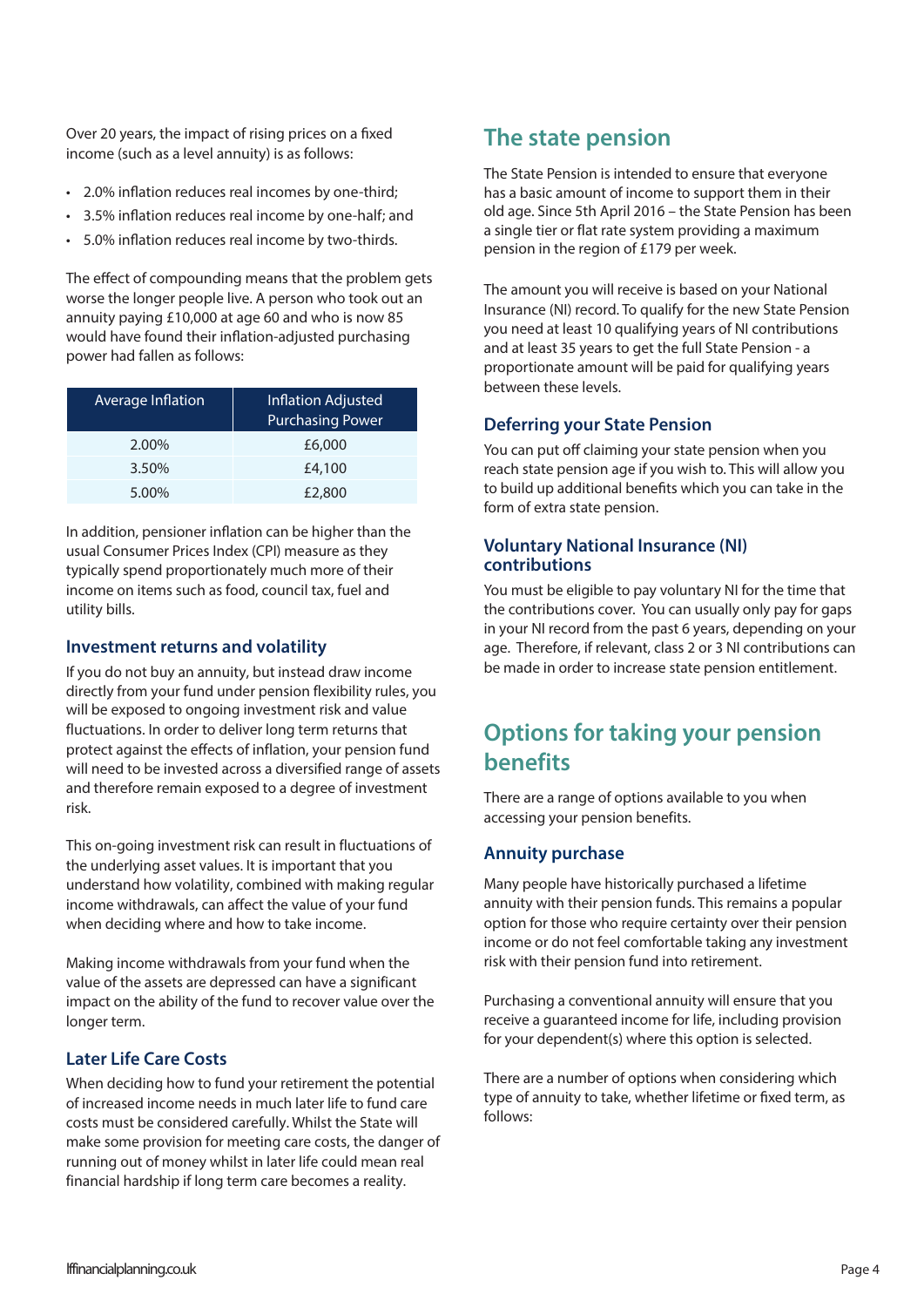Over 20 years, the impact of rising prices on a fixed income (such as a level annuity) is as follows:

- 2.0% inflation reduces real incomes by one-third;
- 3.5% inflation reduces real income by one-half; and
- 5.0% inflation reduces real income by two-thirds.

The effect of compounding means that the problem gets worse the longer people live. A person who took out an annuity paying £10,000 at age 60 and who is now 85 would have found their inflation-adjusted purchasing power had fallen as follows:

| Average Inflation | Inflation Adjusted Purchasing Power |
|---|---|
| 2.00% | £6,000 |
| 3.50% | £4,100 |
| 5.00% | £2,800 |

In addition, pensioner inflation can be higher than the usual Consumer Prices Index (CPI) measure as they typically spend proportionately much more of their income on items such as food, council tax, fuel and utility bills.

### Investment returns and volatility

If you do not buy an annuity, but instead draw income directly from your fund under pension flexibility rules, you will be exposed to ongoing investment risk and value fluctuations. In order to deliver long term returns that protect against the effects of inflation, your pension fund will need to be invested across a diversified range of assets and therefore remain exposed to a degree of investment risk.

This on-going investment risk can result in fluctuations of the underlying asset values. It is important that you understand how volatility, combined with making regular income withdrawals, can affect the value of your fund when deciding where and how to take income.

Making income withdrawals from your fund when the value of the assets are depressed can have a significant impact on the ability of the fund to recover value over the longer term.

### Later Life Care Costs

When deciding how to fund your retirement the potential of increased income needs in much later life to fund care costs must be considered carefully. Whilst the State will make some provision for meeting care costs, the danger of running out of money whilst in later life could mean real financial hardship if long term care becomes a reality.

## The state pension

The State Pension is intended to ensure that everyone has a basic amount of income to support them in their old age. Since 5th April 2016 – the State Pension has been a single tier or flat rate system providing a maximum pension in the region of £179 per week.

The amount you will receive is based on your National Insurance (NI) record. To qualify for the new State Pension you need at least 10 qualifying years of NI contributions and at least 35 years to get the full State Pension - a proportionate amount will be paid for qualifying years between these levels.

### Deferring your State Pension

You can put off claiming your state pension when you reach state pension age if you wish to. This will allow you to build up additional benefits which you can take in the form of extra state pension.

### Voluntary National Insurance (NI) contributions

You must be eligible to pay voluntary NI for the time that the contributions cover. You can usually only pay for gaps in your NI record from the past 6 years, depending on your age. Therefore, if relevant, class 2 or 3 NI contributions can be made in order to increase state pension entitlement.

## Options for taking your pension benefits

There are a range of options available to you when accessing your pension benefits.

### Annuity purchase

Many people have historically purchased a lifetime annuity with their pension funds. This remains a popular option for those who require certainty over their pension income or do not feel comfortable taking any investment risk with their pension fund into retirement.

Purchasing a conventional annuity will ensure that you receive a guaranteed income for life, including provision for your dependent(s) where this option is selected.

There are a number of options when considering which type of annuity to take, whether lifetime or fixed term, as follows: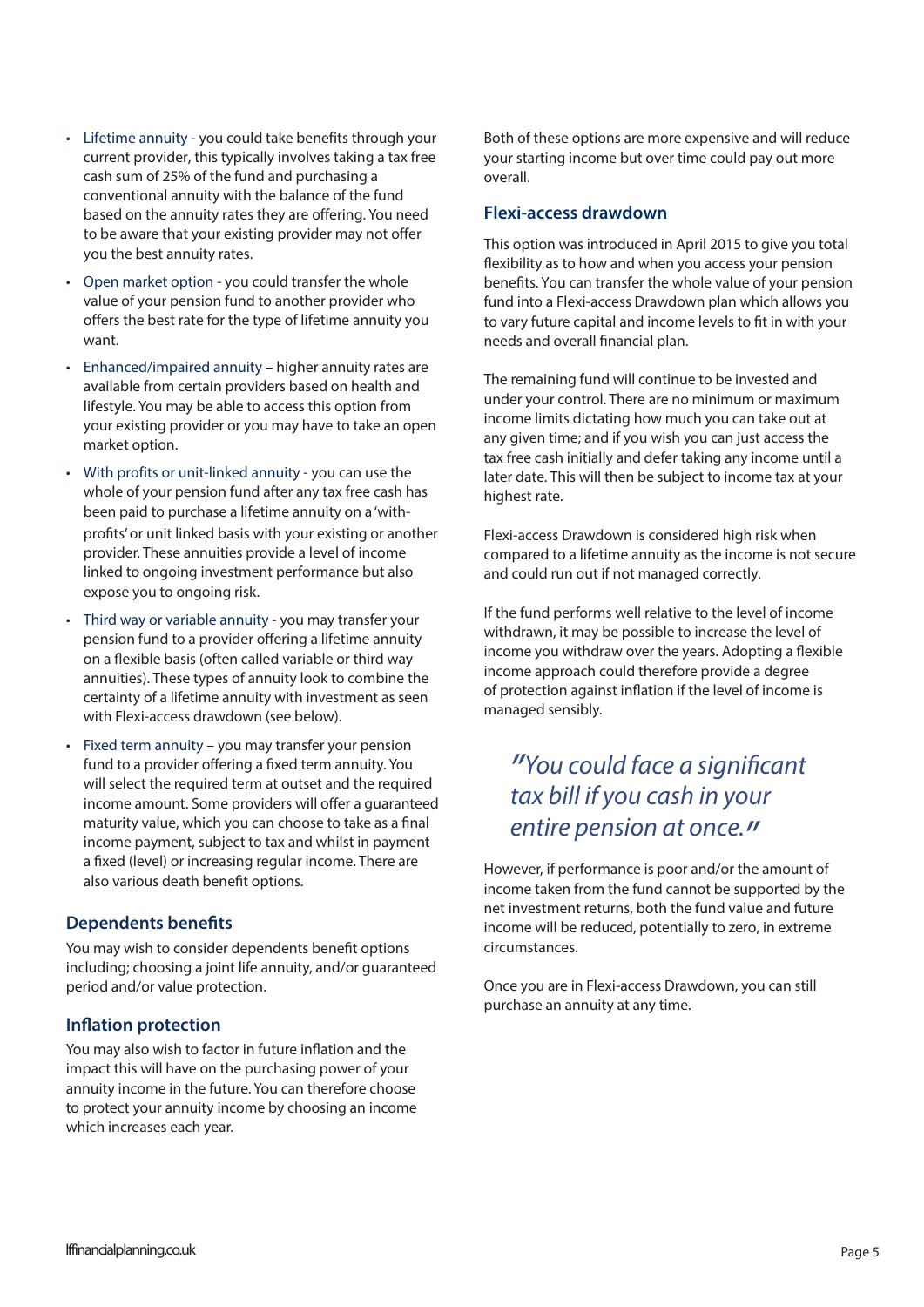- Lifetime annuity - you could take benefits through your current provider, this typically involves taking a tax free cash sum of 25% of the fund and purchasing a conventional annuity with the balance of the fund based on the annuity rates they are offering. You need to be aware that your existing provider may not offer you the best annuity rates.
- Open market option - you could transfer the whole value of your pension fund to another provider who offers the best rate for the type of lifetime annuity you want.
- Enhanced/impaired annuity – higher annuity rates are available from certain providers based on health and lifestyle. You may be able to access this option from your existing provider or you may have to take an open market option.
- With profits or unit-linked annuity - you can use the whole of your pension fund after any tax free cash has been paid to purchase a lifetime annuity on a 'with-profits' or unit linked basis with your existing or another provider. These annuities provide a level of income linked to ongoing investment performance but also expose you to ongoing risk.
- Third way or variable annuity - you may transfer your pension fund to a provider offering a lifetime annuity on a flexible basis (often called variable or third way annuities). These types of annuity look to combine the certainty of a lifetime annuity with investment as seen with Flexi-access drawdown (see below).
- Fixed term annuity – you may transfer your pension fund to a provider offering a fixed term annuity. You will select the required term at outset and the required income amount. Some providers will offer a guaranteed maturity value, which you can choose to take as a final income payment, subject to tax and whilst in payment a fixed (level) or increasing regular income. There are also various death benefit options.

### Dependents benefits

You may wish to consider dependents benefit options including; choosing a joint life annuity, and/or guaranteed period and/or value protection.

### Inflation protection

You may also wish to factor in future inflation and the impact this will have on the purchasing power of your annuity income in the future. You can therefore choose to protect your annuity income by choosing an income which increases each year.

Both of these options are more expensive and will reduce your starting income but over time could pay out more overall.

### Flexi-access drawdown

This option was introduced in April 2015 to give you total flexibility as to how and when you access your pension benefits. You can transfer the whole value of your pension fund into a Flexi-access Drawdown plan which allows you to vary future capital and income levels to fit in with your needs and overall financial plan.

The remaining fund will continue to be invested and under your control. There are no minimum or maximum income limits dictating how much you can take out at any given time; and if you wish you can just access the tax free cash initially and defer taking any income until a later date. This will then be subject to income tax at your highest rate.

Flexi-access Drawdown is considered high risk when compared to a lifetime annuity as the income is not secure and could run out if not managed correctly.

If the fund performs well relative to the level of income withdrawn, it may be possible to increase the level of income you withdraw over the years. Adopting a flexible income approach could therefore provide a degree of protection against inflation if the level of income is managed sensibly.

> *"You could face a significant tax bill if you cash in your entire pension at once."*

However, if performance is poor and/or the amount of income taken from the fund cannot be supported by the net investment returns, both the fund value and future income will be reduced, potentially to zero, in extreme circumstances.

Once you are in Flexi-access Drawdown, you can still purchase an annuity at any time.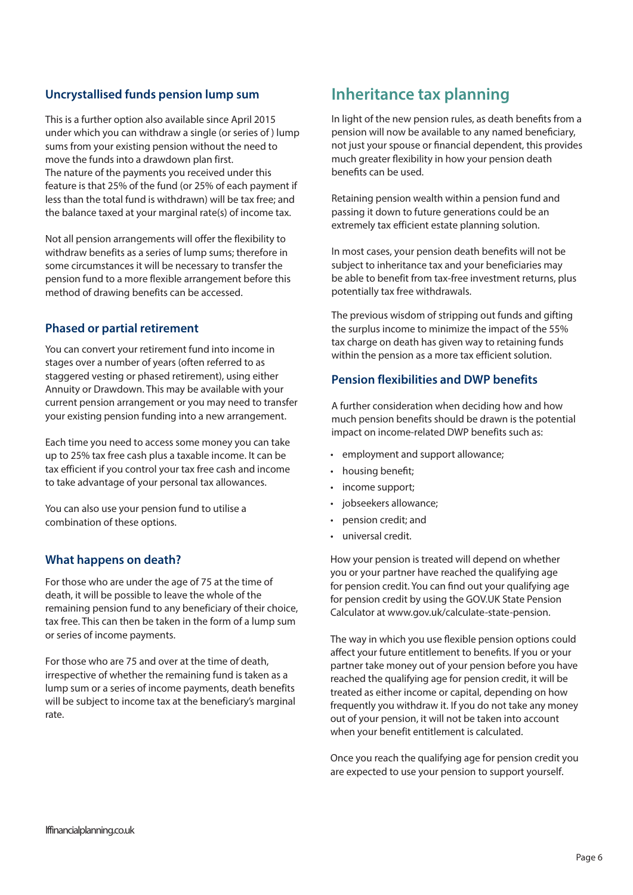### Uncrystallised funds pension lump sum

This is a further option also available since April 2015 under which you can withdraw a single (or series of ) lump sums from your existing pension without the need to move the funds into a drawdown plan first.
The nature of the payments you received under this feature is that 25% of the fund (or 25% of each payment if less than the total fund is withdrawn) will be tax free; and the balance taxed at your marginal rate(s) of income tax.

Not all pension arrangements will offer the flexibility to withdraw benefits as a series of lump sums; therefore in some circumstances it will be necessary to transfer the pension fund to a more flexible arrangement before this method of drawing benefits can be accessed.

### Phased or partial retirement

You can convert your retirement fund into income in stages over a number of years (often referred to as staggered vesting or phased retirement), using either Annuity or Drawdown. This may be available with your current pension arrangement or you may need to transfer your existing pension funding into a new arrangement.

Each time you need to access some money you can take up to 25% tax free cash plus a taxable income. It can be tax efficient if you control your tax free cash and income to take advantage of your personal tax allowances.

You can also use your pension fund to utilise a combination of these options.

### What happens on death?

For those who are under the age of 75 at the time of death, it will be possible to leave the whole of the remaining pension fund to any beneficiary of their choice, tax free. This can then be taken in the form of a lump sum or series of income payments.

For those who are 75 and over at the time of death, irrespective of whether the remaining fund is taken as a lump sum or a series of income payments, death benefits will be subject to income tax at the beneficiary's marginal rate.

## Inheritance tax planning

In light of the new pension rules, as death benefits from a pension will now be available to any named beneficiary, not just your spouse or financial dependent, this provides much greater flexibility in how your pension death benefits can be used.

Retaining pension wealth within a pension fund and passing it down to future generations could be an extremely tax efficient estate planning solution.

In most cases, your pension death benefits will not be subject to inheritance tax and your beneficiaries may be able to benefit from tax-free investment returns, plus potentially tax free withdrawals.

The previous wisdom of stripping out funds and gifting the surplus income to minimize the impact of the 55% tax charge on death has given way to retaining funds within the pension as a more tax efficient solution.

### Pension flexibilities and DWP benefits

A further consideration when deciding how and how much pension benefits should be drawn is the potential impact on income-related DWP benefits such as:

- employment and support allowance;
- housing benefit;
- income support;
- jobseekers allowance;
- pension credit; and
- universal credit.

How your pension is treated will depend on whether you or your partner have reached the qualifying age for pension credit. You can find out your qualifying age for pension credit by using the GOV.UK State Pension Calculator at www.gov.uk/calculate-state-pension.

The way in which you use flexible pension options could affect your future entitlement to benefits. If you or your partner take money out of your pension before you have reached the qualifying age for pension credit, it will be treated as either income or capital, depending on how frequently you withdraw it. If you do not take any money out of your pension, it will not be taken into account when your benefit entitlement is calculated.

Once you reach the qualifying age for pension credit you are expected to use your pension to support yourself.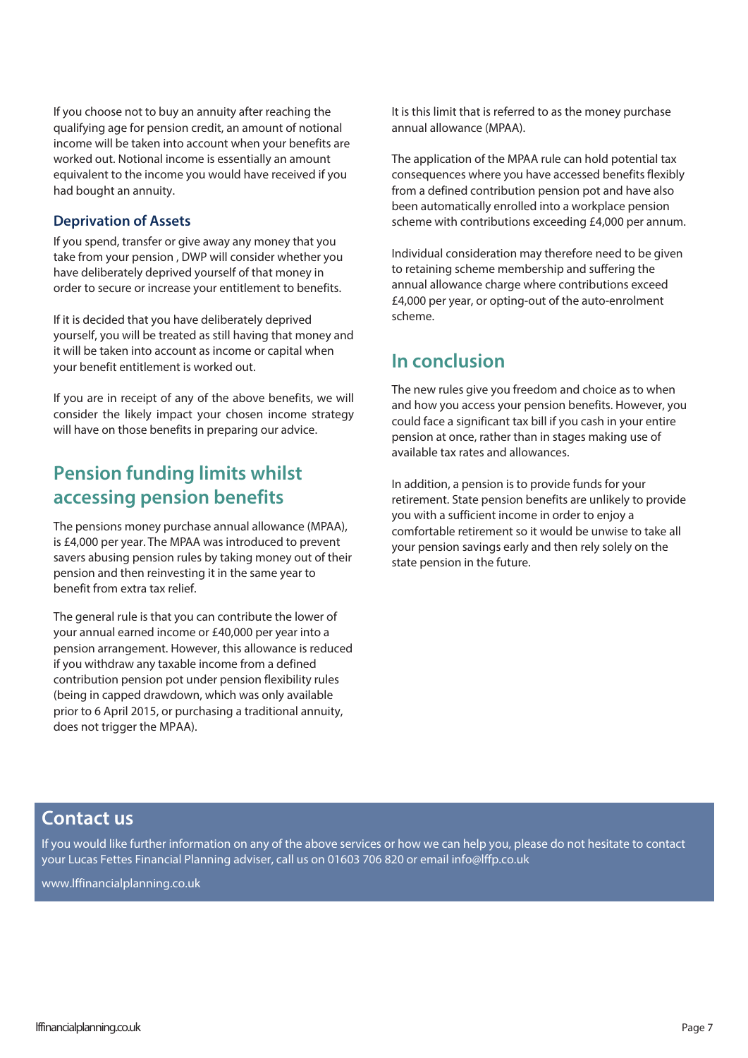If you choose not to buy an annuity after reaching the qualifying age for pension credit, an amount of notional income will be taken into account when your benefits are worked out. Notional income is essentially an amount equivalent to the income you would have received if you had bought an annuity.

### Deprivation of Assets

If you spend, transfer or give away any money that you take from your pension , DWP will consider whether you have deliberately deprived yourself of that money in order to secure or increase your entitlement to benefits.

If it is decided that you have deliberately deprived yourself, you will be treated as still having that money and it will be taken into account as income or capital when your benefit entitlement is worked out.

If you are in receipt of any of the above benefits, we will consider the likely impact your chosen income strategy will have on those benefits in preparing our advice.

## Pension funding limits whilst accessing pension benefits

The pensions money purchase annual allowance (MPAA), is £4,000 per year. The MPAA was introduced to prevent savers abusing pension rules by taking money out of their pension and then reinvesting it in the same year to benefit from extra tax relief.

The general rule is that you can contribute the lower of your annual earned income or £40,000 per year into a pension arrangement. However, this allowance is reduced if you withdraw any taxable income from a defined contribution pension pot under pension flexibility rules (being in capped drawdown, which was only available prior to 6 April 2015, or purchasing a traditional annuity, does not trigger the MPAA).

It is this limit that is referred to as the money purchase annual allowance (MPAA).

The application of the MPAA rule can hold potential tax consequences where you have accessed benefits flexibly from a defined contribution pension pot and have also been automatically enrolled into a workplace pension scheme with contributions exceeding £4,000 per annum.

Individual consideration may therefore need to be given to retaining scheme membership and suffering the annual allowance charge where contributions exceed £4,000 per year, or opting-out of the auto-enrolment scheme.

## In conclusion

The new rules give you freedom and choice as to when and how you access your pension benefits. However, you could face a significant tax bill if you cash in your entire pension at once, rather than in stages making use of available tax rates and allowances.

In addition, a pension is to provide funds for your retirement. State pension benefits are unlikely to provide you with a sufficient income in order to enjoy a comfortable retirement so it would be unwise to take all your pension savings early and then rely solely on the state pension in the future.

## Contact us

If you would like further information on any of the above services or how we can help you, please do not hesitate to contact your Lucas Fettes Financial Planning adviser, call us on 01603 706 820 or email info@lffp.co.uk

www.lffinancialplanning.co.uk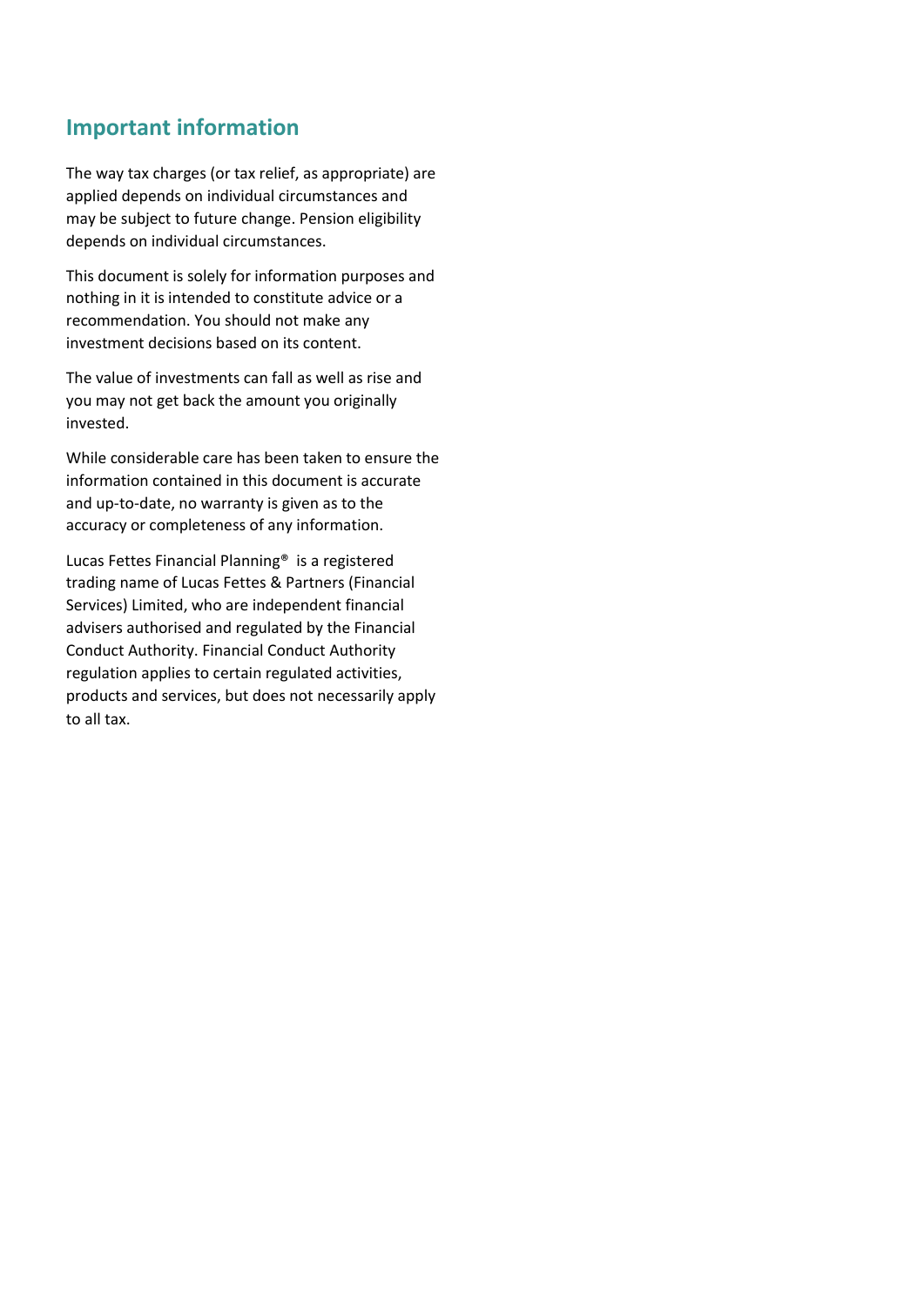## Important information

The way tax charges (or tax relief, as appropriate) are applied depends on individual circumstances and may be subject to future change. Pension eligibility depends on individual circumstances.

This document is solely for information purposes and nothing in it is intended to constitute advice or a recommendation. You should not make any investment decisions based on its content.

The value of investments can fall as well as rise and you may not get back the amount you originally invested.

While considerable care has been taken to ensure the information contained in this document is accurate and up-to-date, no warranty is given as to the accuracy or completeness of any information.

Lucas Fettes Financial Planning® is a registered trading name of Lucas Fettes & Partners (Financial Services) Limited, who are independent financial advisers authorised and regulated by the Financial Conduct Authority. Financial Conduct Authority regulation applies to certain regulated activities, products and services, but does not necessarily apply to all tax.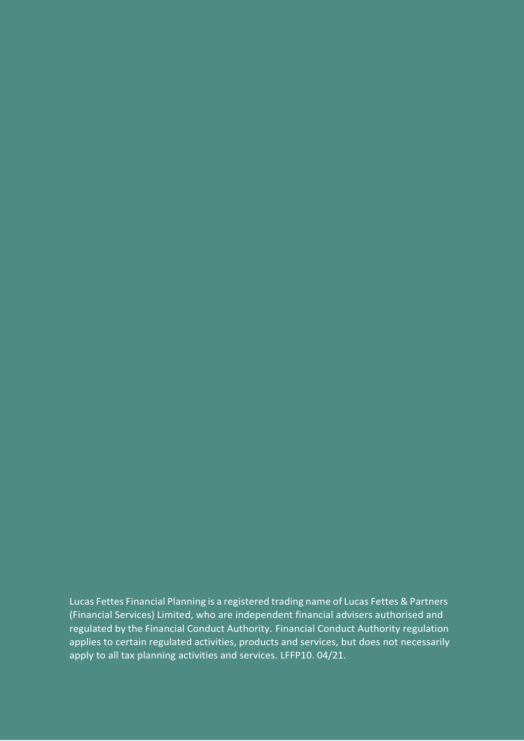Lucas Fettes Financial Planning is a registered trading name of Lucas Fettes & Partners (Financial Services) Limited, who are independent financial advisers authorised and regulated by the Financial Conduct Authority. Financial Conduct Authority regulation applies to certain regulated activities, products and services, but does not necessarily apply to all tax planning activities and services. LFFP10. 04/21.